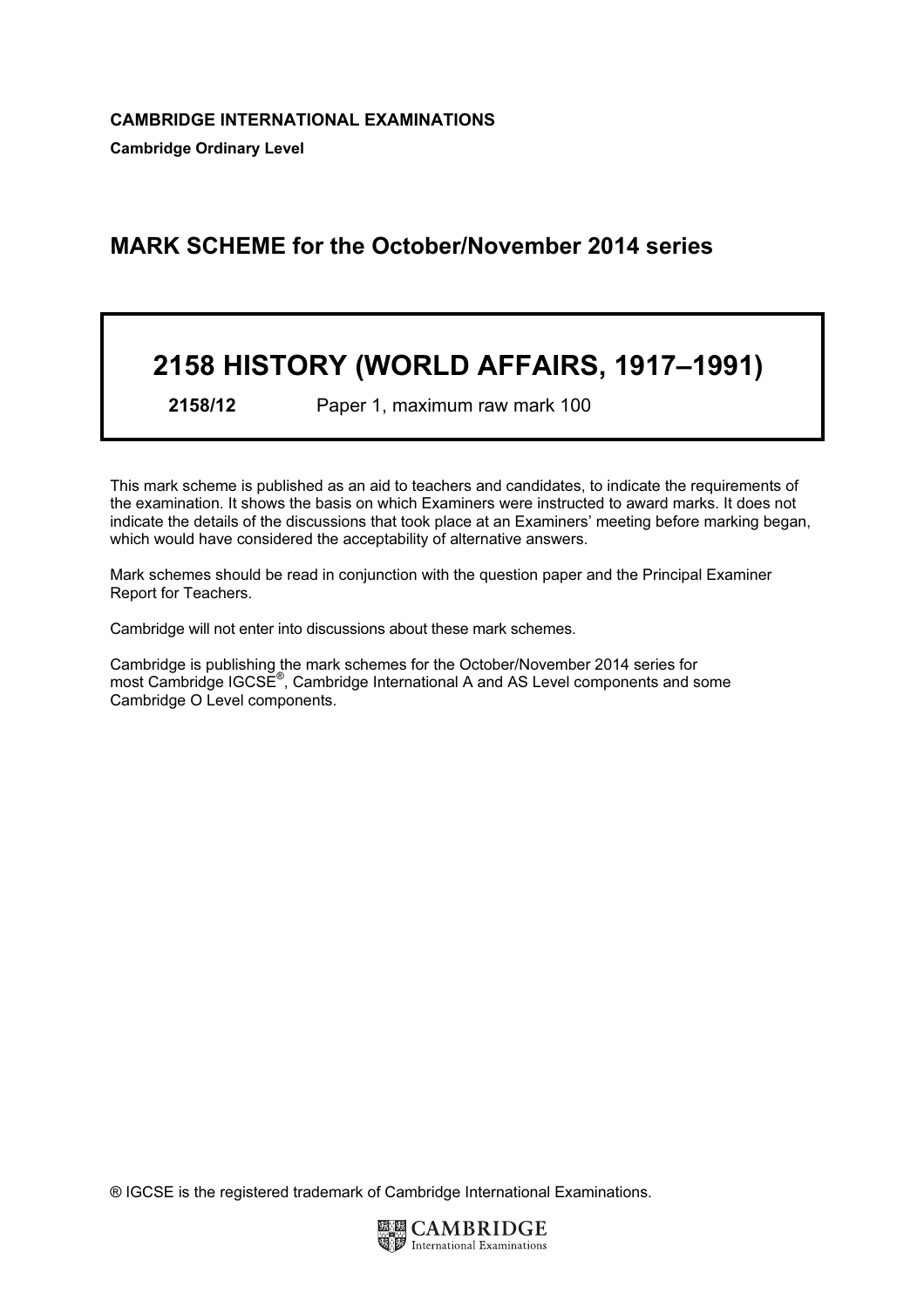**CAMBRIDGE INTERNATIONAL EXAMINATIONS**

**Cambridge Ordinary Level**

## MARK SCHEME for the October/November 2014 series

# 2158 HISTORY (WORLD AFFAIRS, 1917–1991)

**2158/12** Paper 1, maximum raw mark 100

This mark scheme is published as an aid to teachers and candidates, to indicate the requirements of the examination. It shows the basis on which Examiners were instructed to award marks. It does not indicate the details of the discussions that took place at an Examiners' meeting before marking began, which would have considered the acceptability of alternative answers.

Mark schemes should be read in conjunction with the question paper and the Principal Examiner Report for Teachers.

Cambridge will not enter into discussions about these mark schemes.

Cambridge is publishing the mark schemes for the October/November 2014 series for most Cambridge IGCSE®, Cambridge International A and AS Level components and some Cambridge O Level components.

® IGCSE is the registered trademark of Cambridge International Examinations.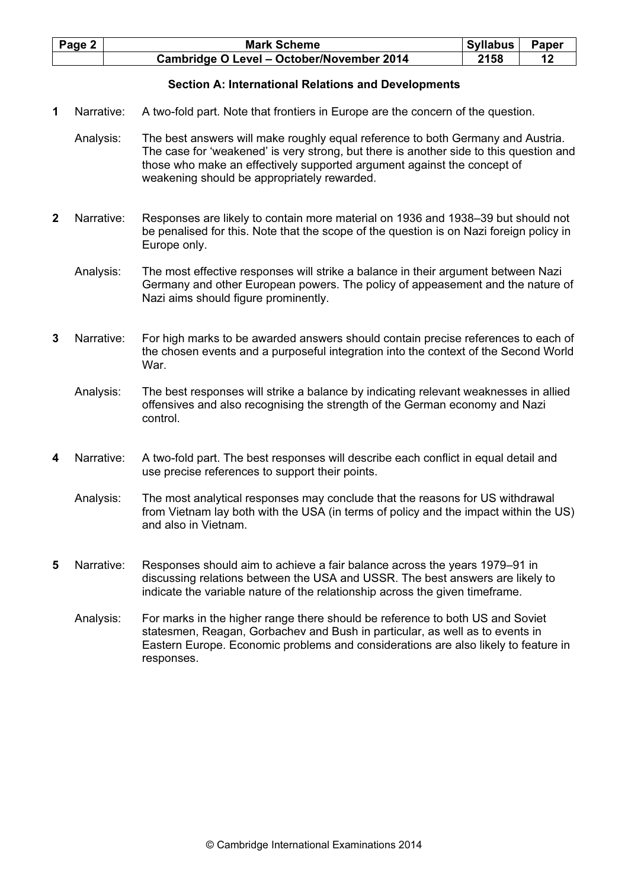## Section A: International Relations and Developments

**1** Narrative: A two-fold part. Note that frontiers in Europe are the concern of the question.

Analysis: The best answers will make roughly equal reference to both Germany and Austria. The case for 'weakened' is very strong, but there is another side to this question and those who make an effectively supported argument against the concept of weakening should be appropriately rewarded.

**2** Narrative: Responses are likely to contain more material on 1936 and 1938–39 but should not be penalised for this. Note that the scope of the question is on Nazi foreign policy in Europe only.

Analysis: The most effective responses will strike a balance in their argument between Nazi Germany and other European powers. The policy of appeasement and the nature of Nazi aims should figure prominently.

**3** Narrative: For high marks to be awarded answers should contain precise references to each of the chosen events and a purposeful integration into the context of the Second World War.

Analysis: The best responses will strike a balance by indicating relevant weaknesses in allied offensives and also recognising the strength of the German economy and Nazi control.

**4** Narrative: A two-fold part. The best responses will describe each conflict in equal detail and use precise references to support their points.

Analysis: The most analytical responses may conclude that the reasons for US withdrawal from Vietnam lay both with the USA (in terms of policy and the impact within the US) and also in Vietnam.

**5** Narrative: Responses should aim to achieve a fair balance across the years 1979–91 in discussing relations between the USA and USSR. The best answers are likely to indicate the variable nature of the relationship across the given timeframe.

Analysis: For marks in the higher range there should be reference to both US and Soviet statesmen, Reagan, Gorbachev and Bush in particular, as well as to events in Eastern Europe. Economic problems and considerations are also likely to feature in responses.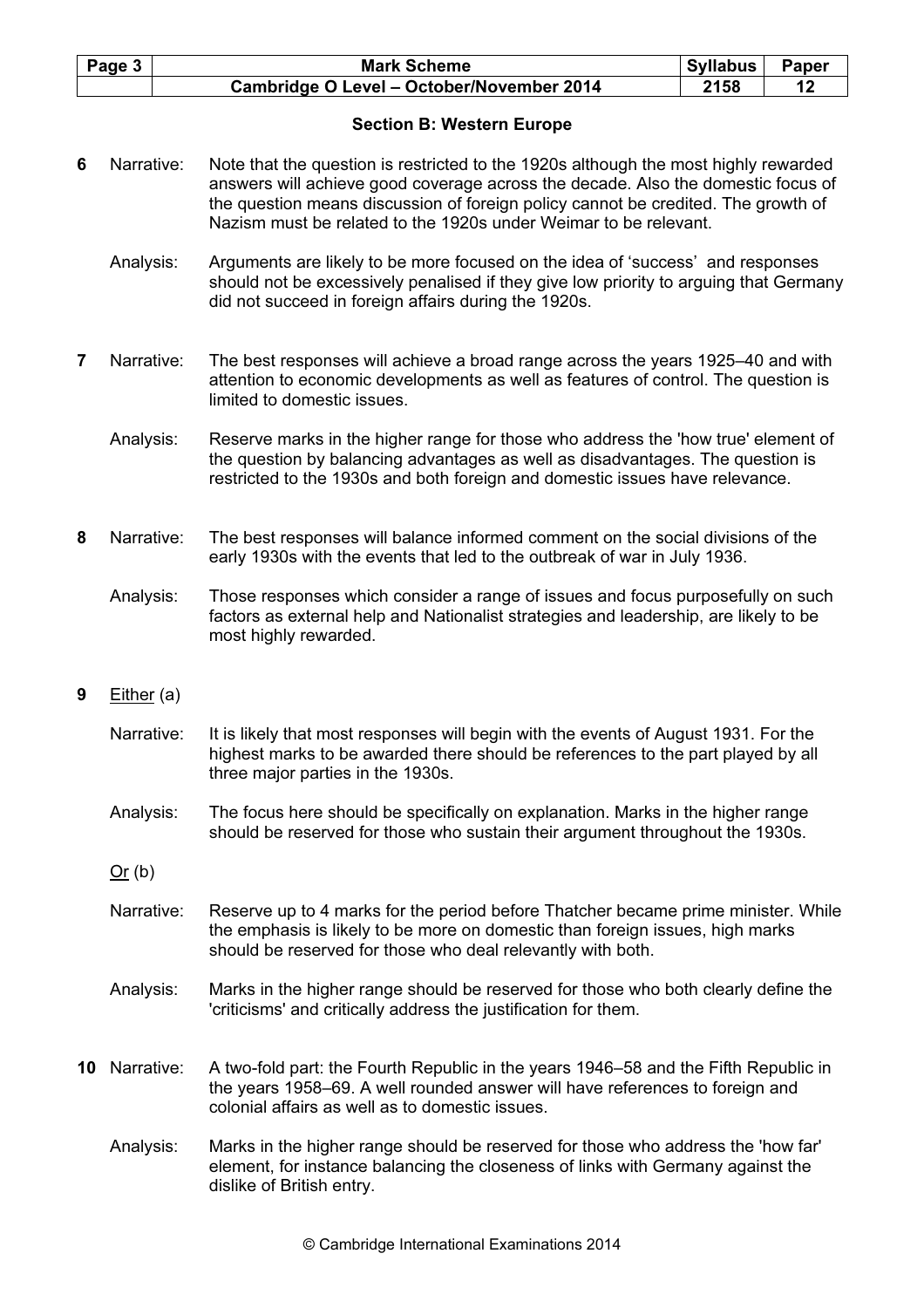## Section B: Western Europe

**6** Narrative: Note that the question is restricted to the 1920s although the most highly rewarded answers will achieve good coverage across the decade. Also the domestic focus of the question means discussion of foreign policy cannot be credited. The growth of Nazism must be related to the 1920s under Weimar to be relevant.

Analysis: Arguments are likely to be more focused on the idea of 'success' and responses should not be excessively penalised if they give low priority to arguing that Germany did not succeed in foreign affairs during the 1920s.

**7** Narrative: The best responses will achieve a broad range across the years 1925–40 and with attention to economic developments as well as features of control. The question is limited to domestic issues.

Analysis: Reserve marks in the higher range for those who address the 'how true' element of the question by balancing advantages as well as disadvantages. The question is restricted to the 1930s and both foreign and domestic issues have relevance.

**8** Narrative: The best responses will balance informed comment on the social divisions of the early 1930s with the events that led to the outbreak of war in July 1936.

Analysis: Those responses which consider a range of issues and focus purposefully on such factors as external help and Nationalist strategies and leadership, are likely to be most highly rewarded.

**9** Either (a)

Narrative: It is likely that most responses will begin with the events of August 1931. For the highest marks to be awarded there should be references to the part played by all three major parties in the 1930s.

Analysis: The focus here should be specifically on explanation. Marks in the higher range should be reserved for those who sustain their argument throughout the 1930s.

Or (b)

Narrative: Reserve up to 4 marks for the period before Thatcher became prime minister. While the emphasis is likely to be more on domestic than foreign issues, high marks should be reserved for those who deal relevantly with both.

Analysis: Marks in the higher range should be reserved for those who both clearly define the 'criticisms' and critically address the justification for them.

**10** Narrative: A two-fold part: the Fourth Republic in the years 1946–58 and the Fifth Republic in the years 1958–69. A well rounded answer will have references to foreign and colonial affairs as well as to domestic issues.

Analysis: Marks in the higher range should be reserved for those who address the 'how far' element, for instance balancing the closeness of links with Germany against the dislike of British entry.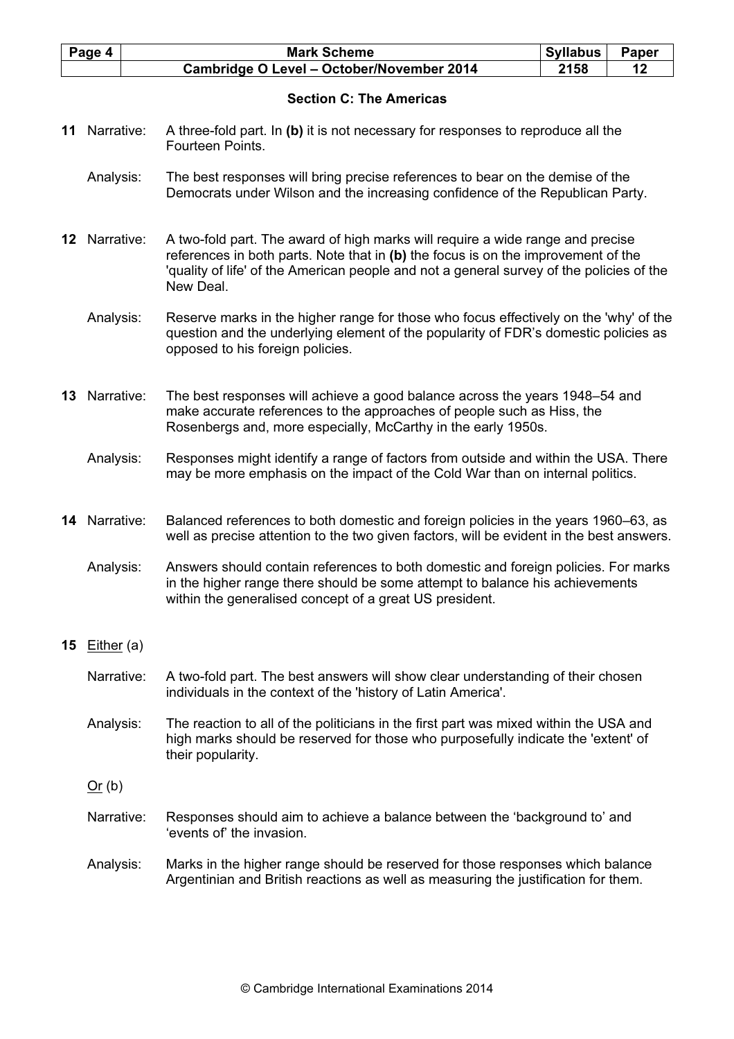## Section C: The Americas

**11** Narrative: A three-fold part. In **(b)** it is not necessary for responses to reproduce all the Fourteen Points.

Analysis: The best responses will bring precise references to bear on the demise of the Democrats under Wilson and the increasing confidence of the Republican Party.

**12** Narrative: A two-fold part. The award of high marks will require a wide range and precise references in both parts. Note that in **(b)** the focus is on the improvement of the 'quality of life' of the American people and not a general survey of the policies of the New Deal.

Analysis: Reserve marks in the higher range for those who focus effectively on the 'why' of the question and the underlying element of the popularity of FDR's domestic policies as opposed to his foreign policies.

**13** Narrative: The best responses will achieve a good balance across the years 1948–54 and make accurate references to the approaches of people such as Hiss, the Rosenbergs and, more especially, McCarthy in the early 1950s.

Analysis: Responses might identify a range of factors from outside and within the USA. There may be more emphasis on the impact of the Cold War than on internal politics.

**14** Narrative: Balanced references to both domestic and foreign policies in the years 1960–63, as well as precise attention to the two given factors, will be evident in the best answers.

Analysis: Answers should contain references to both domestic and foreign policies. For marks in the higher range there should be some attempt to balance his achievements within the generalised concept of a great US president.

**15** Either (a)

Narrative: A two-fold part. The best answers will show clear understanding of their chosen individuals in the context of the 'history of Latin America'.

Analysis: The reaction to all of the politicians in the first part was mixed within the USA and high marks should be reserved for those who purposefully indicate the 'extent' of their popularity.

Or (b)

Narrative: Responses should aim to achieve a balance between the 'background to' and 'events of' the invasion.

Analysis: Marks in the higher range should be reserved for those responses which balance Argentinian and British reactions as well as measuring the justification for them.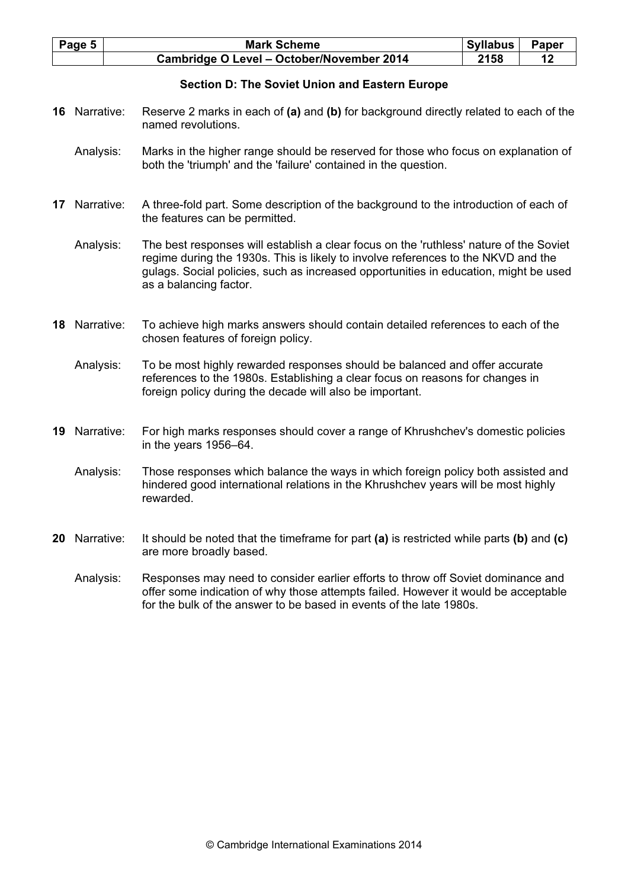## Section D: The Soviet Union and Eastern Europe

**16** Narrative: Reserve 2 marks in each of **(a)** and **(b)** for background directly related to each of the named revolutions.

Analysis: Marks in the higher range should be reserved for those who focus on explanation of both the 'triumph' and the 'failure' contained in the question.

**17** Narrative: A three-fold part. Some description of the background to the introduction of each of the features can be permitted.

Analysis: The best responses will establish a clear focus on the 'ruthless' nature of the Soviet regime during the 1930s. This is likely to involve references to the NKVD and the gulags. Social policies, such as increased opportunities in education, might be used as a balancing factor.

**18** Narrative: To achieve high marks answers should contain detailed references to each of the chosen features of foreign policy.

Analysis: To be most highly rewarded responses should be balanced and offer accurate references to the 1980s. Establishing a clear focus on reasons for changes in foreign policy during the decade will also be important.

**19** Narrative: For high marks responses should cover a range of Khrushchev's domestic policies in the years 1956–64.

Analysis: Those responses which balance the ways in which foreign policy both assisted and hindered good international relations in the Khrushchev years will be most highly rewarded.

**20** Narrative: It should be noted that the timeframe for part **(a)** is restricted while parts **(b)** and **(c)** are more broadly based.

Analysis: Responses may need to consider earlier efforts to throw off Soviet dominance and offer some indication of why those attempts failed. However it would be acceptable for the bulk of the answer to be based in events of the late 1980s.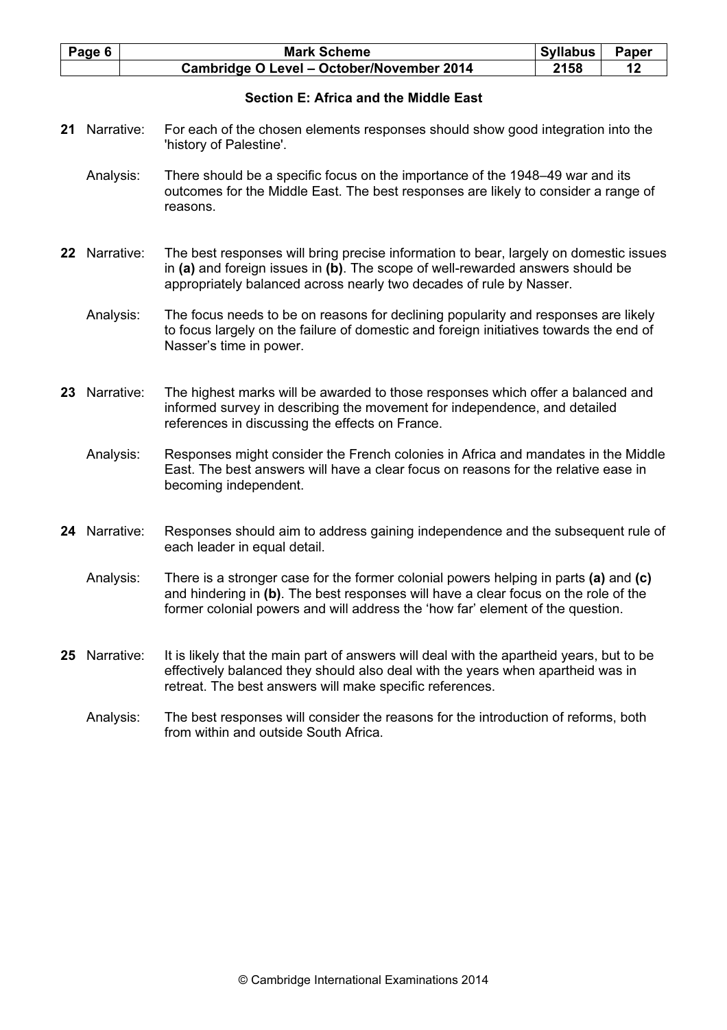## Section E: Africa and the Middle East

**21** Narrative: For each of the chosen elements responses should show good integration into the 'history of Palestine'.

Analysis: There should be a specific focus on the importance of the 1948–49 war and its outcomes for the Middle East. The best responses are likely to consider a range of reasons.

**22** Narrative: The best responses will bring precise information to bear, largely on domestic issues in **(a)** and foreign issues in **(b)**. The scope of well-rewarded answers should be appropriately balanced across nearly two decades of rule by Nasser.

Analysis: The focus needs to be on reasons for declining popularity and responses are likely to focus largely on the failure of domestic and foreign initiatives towards the end of Nasser's time in power.

**23** Narrative: The highest marks will be awarded to those responses which offer a balanced and informed survey in describing the movement for independence, and detailed references in discussing the effects on France.

Analysis: Responses might consider the French colonies in Africa and mandates in the Middle East. The best answers will have a clear focus on reasons for the relative ease in becoming independent.

**24** Narrative: Responses should aim to address gaining independence and the subsequent rule of each leader in equal detail.

Analysis: There is a stronger case for the former colonial powers helping in parts **(a)** and **(c)** and hindering in **(b)**. The best responses will have a clear focus on the role of the former colonial powers and will address the 'how far' element of the question.

**25** Narrative: It is likely that the main part of answers will deal with the apartheid years, but to be effectively balanced they should also deal with the years when apartheid was in retreat. The best answers will make specific references.

Analysis: The best responses will consider the reasons for the introduction of reforms, both from within and outside South Africa.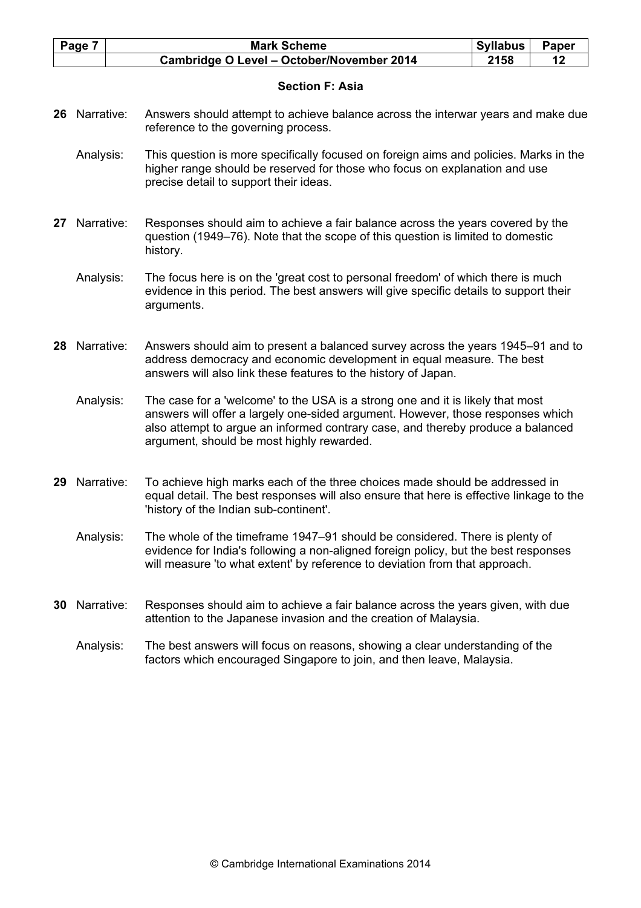## Section F: Asia

**26** Narrative: Answers should attempt to achieve balance across the interwar years and make due reference to the governing process.

Analysis: This question is more specifically focused on foreign aims and policies. Marks in the higher range should be reserved for those who focus on explanation and use precise detail to support their ideas.

**27** Narrative: Responses should aim to achieve a fair balance across the years covered by the question (1949–76). Note that the scope of this question is limited to domestic history.

Analysis: The focus here is on the 'great cost to personal freedom' of which there is much evidence in this period. The best answers will give specific details to support their arguments.

**28** Narrative: Answers should aim to present a balanced survey across the years 1945–91 and to address democracy and economic development in equal measure. The best answers will also link these features to the history of Japan.

Analysis: The case for a 'welcome' to the USA is a strong one and it is likely that most answers will offer a largely one-sided argument. However, those responses which also attempt to argue an informed contrary case, and thereby produce a balanced argument, should be most highly rewarded.

**29** Narrative: To achieve high marks each of the three choices made should be addressed in equal detail. The best responses will also ensure that here is effective linkage to the 'history of the Indian sub-continent'.

Analysis: The whole of the timeframe 1947–91 should be considered. There is plenty of evidence for India's following a non-aligned foreign policy, but the best responses will measure 'to what extent' by reference to deviation from that approach.

**30** Narrative: Responses should aim to achieve a fair balance across the years given, with due attention to the Japanese invasion and the creation of Malaysia.

Analysis: The best answers will focus on reasons, showing a clear understanding of the factors which encouraged Singapore to join, and then leave, Malaysia.